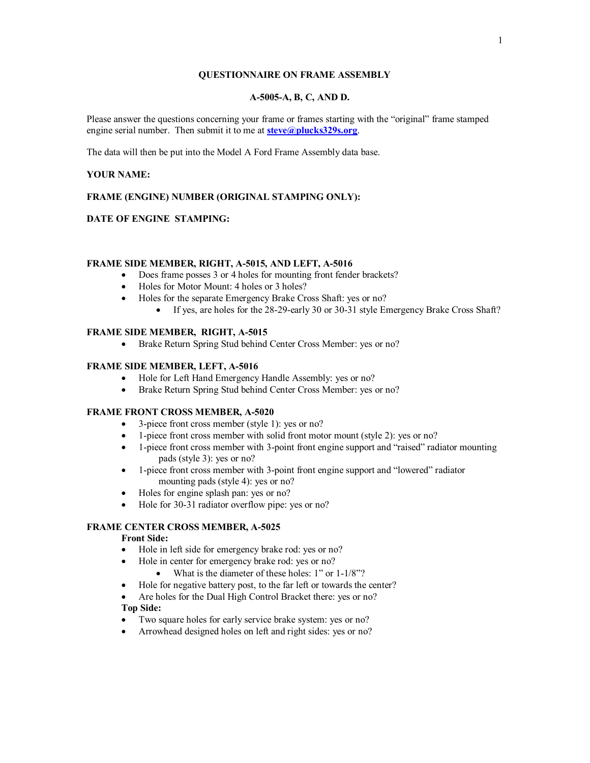# QUESTIONNAIRE ON FRAME ASSEMBLY

## A-5005-A, B, C, AND D.

Please answer the questions concerning your frame or frames starting with the "original" frame stamped engine serial number. Then submit it to me at **steve@plucks329s.org**.

The data will then be put into the Model A Ford Frame Assembly data base.

**YOUR NAME:**

**FRAME (ENGINE) NUMBER (ORIGINAL STAMPING ONLY):**

**DATE OF ENGINE STAMPING:**

### FRAME SIDE MEMBER, RIGHT, A-5015, AND LEFT, A-5016

- Does frame posses 3 or 4 holes for mounting front fender brackets?
- Holes for Motor Mount: 4 holes or 3 holes?
- Holes for the separate Emergency Brake Cross Shaft: yes or no?
  - If yes, are holes for the 28-29-early 30 or 30-31 style Emergency Brake Cross Shaft?

### FRAME SIDE MEMBER, RIGHT, A-5015

- Brake Return Spring Stud behind Center Cross Member: yes or no?

### FRAME SIDE MEMBER, LEFT, A-5016

- Hole for Left Hand Emergency Handle Assembly: yes or no?
- Brake Return Spring Stud behind Center Cross Member: yes or no?

### FRAME FRONT CROSS MEMBER, A-5020

- 3-piece front cross member (style 1): yes or no?
- 1-piece front cross member with solid front motor mount (style 2): yes or no?
- 1-piece front cross member with 3-point front engine support and "raised" radiator mounting pads (style 3): yes or no?
- 1-piece front cross member with 3-point front engine support and "lowered" radiator mounting pads (style 4): yes or no?
- Holes for engine splash pan: yes or no?
- Hole for 30-31 radiator overflow pipe: yes or no?

### FRAME CENTER CROSS MEMBER, A-5025

**Front Side:**

- Hole in left side for emergency brake rod: yes or no?
- Hole in center for emergency brake rod: yes or no?
  - What is the diameter of these holes: 1" or 1-1/8"?
- Hole for negative battery post, to the far left or towards the center?
- Are holes for the Dual High Control Bracket there: yes or no?

**Top Side:**

- Two square holes for early service brake system: yes or no?
- Arrowhead designed holes on left and right sides: yes or no?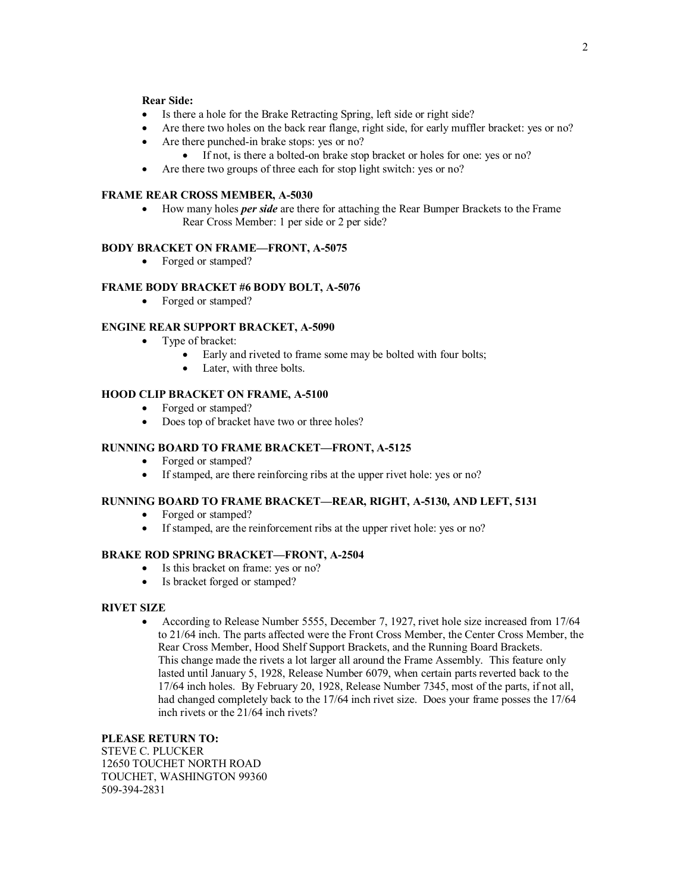**Rear Side:**

- Is there a hole for the Brake Retracting Spring, left side or right side?
- Are there two holes on the back rear flange, right side, for early muffler bracket: yes or no?
- Are there punched-in brake stops: yes or no?
  - If not, is there a bolted-on brake stop bracket or holes for one: yes or no?
- Are there two groups of three each for stop light switch: yes or no?

**FRAME REAR CROSS MEMBER, A-5030**

- How many holes ***per side*** are there for attaching the Rear Bumper Brackets to the Frame Rear Cross Member: 1 per side or 2 per side?

**BODY BRACKET ON FRAME—FRONT, A-5075**

- Forged or stamped?

**FRAME BODY BRACKET #6 BODY BOLT, A-5076**

- Forged or stamped?

**ENGINE REAR SUPPORT BRACKET, A-5090**

- Type of bracket:
  - Early and riveted to frame some may be bolted with four bolts;
  - Later, with three bolts.

**HOOD CLIP BRACKET ON FRAME, A-5100**

- Forged or stamped?
- Does top of bracket have two or three holes?

**RUNNING BOARD TO FRAME BRACKET—FRONT, A-5125**

- Forged or stamped?
- If stamped, are there reinforcing ribs at the upper rivet hole: yes or no?

**RUNNING BOARD TO FRAME BRACKET—REAR, RIGHT, A-5130, AND LEFT, 5131**

- Forged or stamped?
- If stamped, are the reinforcement ribs at the upper rivet hole: yes or no?

**BRAKE ROD SPRING BRACKET—FRONT, A-2504**

- Is this bracket on frame: yes or no?
- Is bracket forged or stamped?

**RIVET SIZE**

- According to Release Number 5555, December 7, 1927, rivet hole size increased from 17/64 to 21/64 inch. The parts affected were the Front Cross Member, the Center Cross Member, the Rear Cross Member, Hood Shelf Support Brackets, and the Running Board Brackets. This change made the rivets a lot larger all around the Frame Assembly. This feature only lasted until January 5, 1928, Release Number 6079, when certain parts reverted back to the 17/64 inch holes. By February 20, 1928, Release Number 7345, most of the parts, if not all, had changed completely back to the 17/64 inch rivet size. Does your frame posses the 17/64 inch rivets or the 21/64 inch rivets?

**PLEASE RETURN TO:**
STEVE C. PLUCKER
12650 TOUCHET NORTH ROAD
TOUCHET, WASHINGTON 99360
509-394-2831